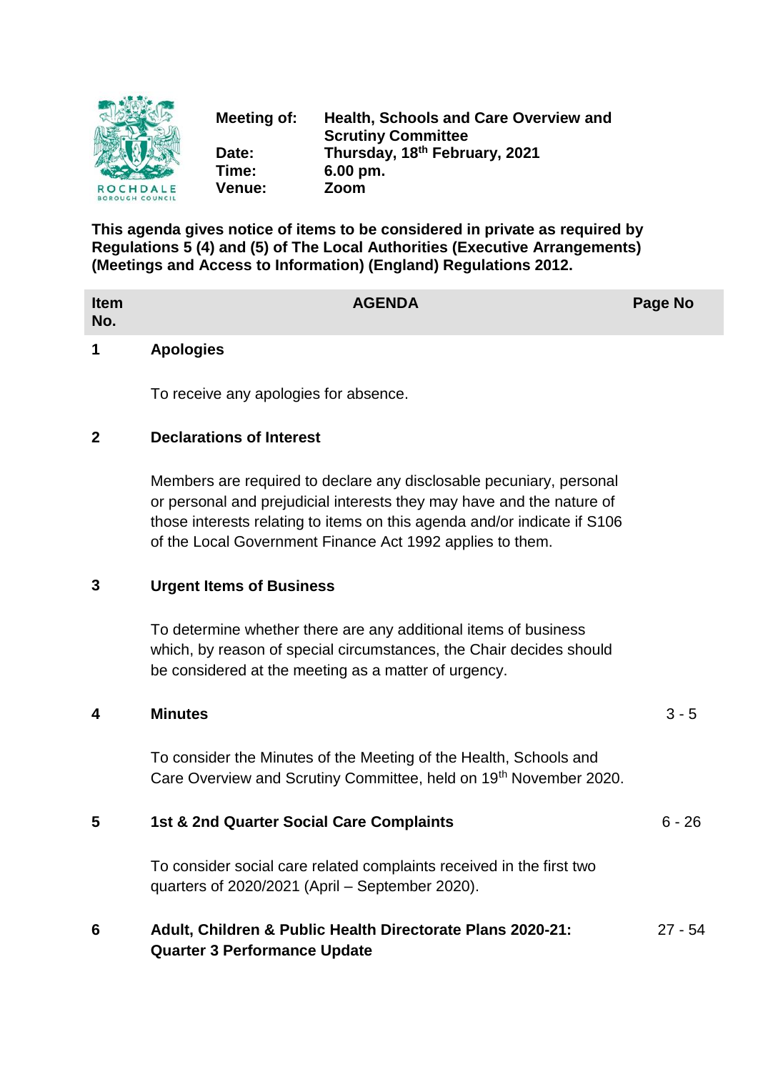| | |
|---|---|
| **Meeting of:** | **Health, Schools and Care Overview and Scrutiny Committee** |
| **Date:** | **Thursday, 18th February, 2021** |
| **Time:** | **6.00 pm.** |
| **Venue:** | **Zoom** |

**This agenda gives notice of items to be considered in private as required by Regulations 5 (4) and (5) of The Local Authorities (Executive Arrangements) (Meetings and Access to Information) (England) Regulations 2012.**

| Item No. | AGENDA | Page No |
|---|---|---|
| **1** | **Apologies**<br><br>To receive any apologies for absence. | |
| **2** | **Declarations of Interest**<br><br>Members are required to declare any disclosable pecuniary, personal or personal and prejudicial interests they may have and the nature of those interests relating to items on this agenda and/or indicate if S106 of the Local Government Finance Act 1992 applies to them. | |
| **3** | **Urgent Items of Business**<br><br>To determine whether there are any additional items of business which, by reason of special circumstances, the Chair decides should be considered at the meeting as a matter of urgency. | |
| **4** | **Minutes**<br><br>To consider the Minutes of the Meeting of the Health, Schools and Care Overview and Scrutiny Committee, held on 19th November 2020. | 3 - 5 |
| **5** | **1st & 2nd Quarter Social Care Complaints**<br><br>To consider social care related complaints received in the first two quarters of 2020/2021 (April – September 2020). | 6 - 26 |
| **6** | **Adult, Children & Public Health Directorate Plans 2020-21: Quarter 3 Performance Update** | 27 - 54 |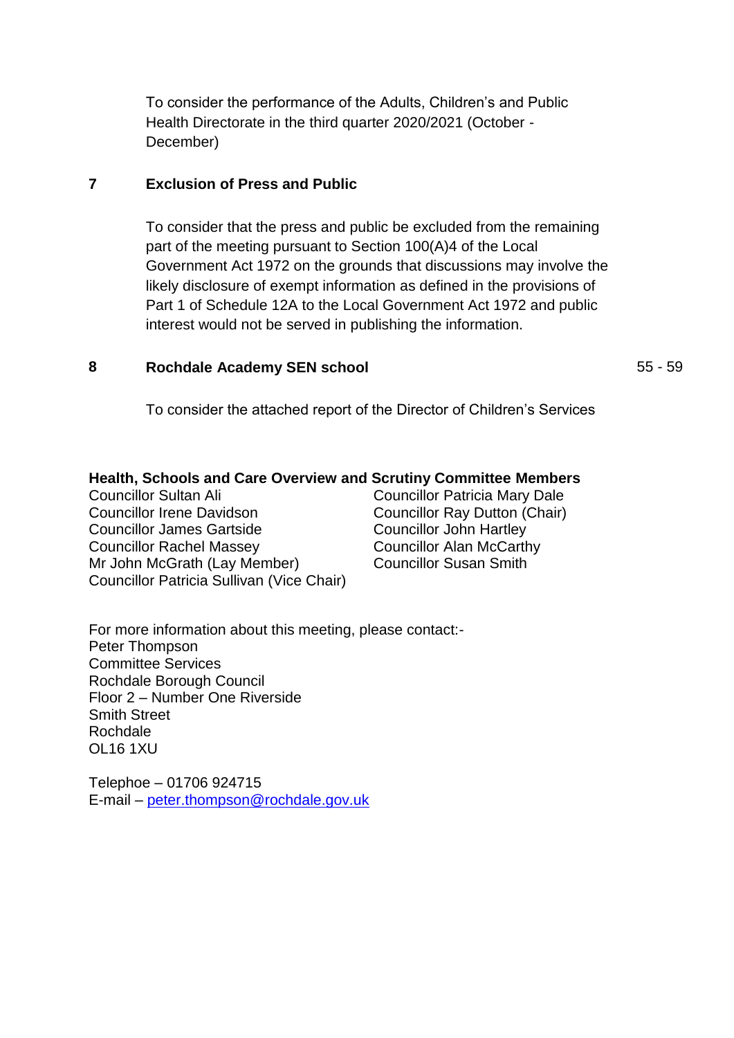To consider the performance of the Adults, Children's and Public Health Directorate in the third quarter 2020/2021 (October - December)

**7 Exclusion of Press and Public**

To consider that the press and public be excluded from the remaining part of the meeting pursuant to Section 100(A)4 of the Local Government Act 1972 on the grounds that discussions may involve the likely disclosure of exempt information as defined in the provisions of Part 1 of Schedule 12A to the Local Government Act 1972 and public interest would not be served in publishing the information.

**8 Rochdale Academy SEN school** 55 - 59

To consider the attached report of the Director of Children's Services

**Health, Schools and Care Overview and Scrutiny Committee Members**

Councillor Sultan Ali
Councillor Patricia Mary Dale
Councillor Irene Davidson
Councillor Ray Dutton (Chair)
Councillor James Gartside
Councillor John Hartley
Councillor Rachel Massey
Councillor Alan McCarthy
Mr John McGrath (Lay Member)
Councillor Susan Smith
Councillor Patricia Sullivan (Vice Chair)

For more information about this meeting, please contact:-
Peter Thompson
Committee Services
Rochdale Borough Council
Floor 2 – Number One Riverside
Smith Street
Rochdale
OL16 1XU

Telephoe – 01706 924715
E-mail – peter.thompson@rochdale.gov.uk